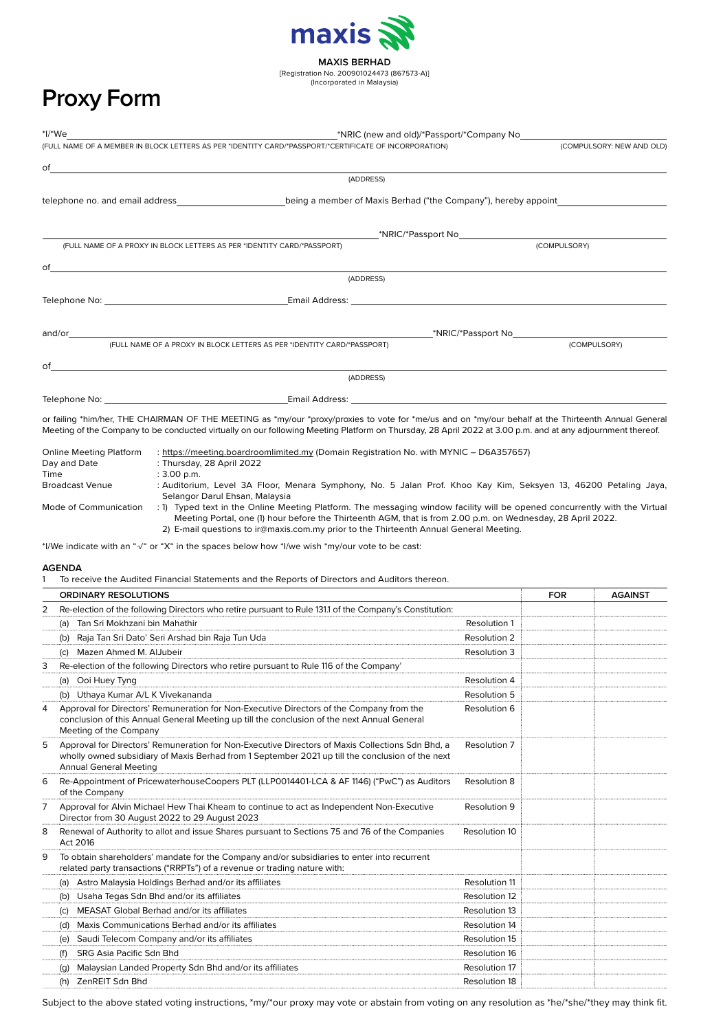**MAXIS BERHAD**
[Registration No. 200901024473 (867573-A)]
(Incorporated in Malaysia)

# Proxy Form

*I/*We \_\_\_\_\_\_\_\_\_\_\_\_\_\_\_\_\_\_\_\_\_\_\_\_\_\_\_\_\_\_\_\_\_\_\_\_\_\_\_\_ *NRIC (new and old)/*Passport/*Company No \_\_\_\_\_\_\_\_\_\_\_\_\_\_\_\_\_\_\_\_
(FULL NAME OF A MEMBER IN BLOCK LETTERS AS PER *IDENTITY CARD/*PASSPORT/*CERTIFICATE OF INCORPORATION) (COMPULSORY: NEW AND OLD)

of \_\_\_\_\_\_\_\_\_\_\_\_\_\_\_\_\_\_\_\_\_\_\_\_\_\_\_\_\_\_\_\_\_\_\_\_\_\_\_\_\_\_\_\_\_\_\_\_\_\_\_\_\_\_\_\_\_\_\_\_\_\_\_\_\_\_\_\_\_\_
(ADDRESS)

telephone no. and email address \_\_\_\_\_\_\_\_\_\_\_\_\_\_\_\_\_\_\_\_ being a member of Maxis Berhad ("the Company"), hereby appoint \_\_\_\_\_\_\_\_\_\_\_\_\_\_\_\_\_\_\_\_

\_\_\_\_\_\_\_\_\_\_\_\_\_\_\_\_\_\_\_\_\_\_\_\_\_\_\_\_\_\_\_\_\_\_\_\_\_\_\_\_ *NRIC/*Passport No \_\_\_\_\_\_\_\_\_\_\_\_\_\_\_\_\_\_\_\_
(FULL NAME OF A PROXY IN BLOCK LETTERS AS PER *IDENTITY CARD/*PASSPORT) (COMPULSORY)

of \_\_\_\_\_\_\_\_\_\_\_\_\_\_\_\_\_\_\_\_\_\_\_\_\_\_\_\_\_\_\_\_\_\_\_\_\_\_\_\_\_\_\_\_\_\_\_\_\_\_\_\_\_\_\_\_\_\_\_\_\_\_\_\_\_\_\_\_\_\_
(ADDRESS)

Telephone No: \_\_\_\_\_\_\_\_\_\_\_\_\_\_\_\_\_\_\_\_\_\_\_\_\_\_\_\_\_\_ Email Address: \_\_\_\_\_\_\_\_\_\_\_\_\_\_\_\_\_\_\_\_\_\_\_\_\_\_\_\_\_\_

and/or \_\_\_\_\_\_\_\_\_\_\_\_\_\_\_\_\_\_\_\_\_\_\_\_\_\_\_\_\_\_\_\_\_\_\_\_\_\_\_\_ *NRIC/*Passport No \_\_\_\_\_\_\_\_\_\_\_\_\_\_\_\_\_\_\_\_
(FULL NAME OF A PROXY IN BLOCK LETTERS AS PER *IDENTITY CARD/*PASSPORT) (COMPULSORY)

of \_\_\_\_\_\_\_\_\_\_\_\_\_\_\_\_\_\_\_\_\_\_\_\_\_\_\_\_\_\_\_\_\_\_\_\_\_\_\_\_\_\_\_\_\_\_\_\_\_\_\_\_\_\_\_\_\_\_\_\_\_\_\_\_\_\_\_\_\_\_
(ADDRESS)

Telephone No: \_\_\_\_\_\_\_\_\_\_\_\_\_\_\_\_\_\_\_\_\_\_\_\_\_\_\_\_\_\_ Email Address: \_\_\_\_\_\_\_\_\_\_\_\_\_\_\_\_\_\_\_\_\_\_\_\_\_\_\_\_\_\_

or failing *him/her, THE CHAIRMAN OF THE MEETING as *my/our *proxy/proxies to vote for *me/us and on *my/our behalf at the Thirteenth Annual General Meeting of the Company to be conducted virtually on our following Meeting Platform on Thursday, 28 April 2022 at 3.00 p.m. and at any adjournment thereof.

| | |
|---|---|
| Online Meeting Platform | : https://meeting.boardroomlimited.my (Domain Registration No. with MYNIC – D6A357657) |
| Day and Date | : Thursday, 28 April 2022 |
| Time | : 3.00 p.m. |
| Broadcast Venue | : Auditorium, Level 3A Floor, Menara Symphony, No. 5 Jalan Prof. Khoo Kay Kim, Seksyen 13, 46200 Petaling Jaya, Selangor Darul Ehsan, Malaysia |
| Mode of Communication | : 1) Typed text in the Online Meeting Platform. The messaging window facility will be opened concurrently with the Virtual Meeting Portal, one (1) hour before the Thirteenth AGM, that is from 2.00 p.m. on Wednesday, 28 April 2022.<br>2) E-mail questions to ir@maxis.com.my prior to the Thirteenth Annual General Meeting. |

*I/We indicate with an "√" or "X" in the spaces below how *I/we wish *my/our vote to be cast:

**AGENDA**

1 To receive the Audited Financial Statements and the Reports of Directors and Auditors thereon.

| | ORDINARY RESOLUTIONS | | FOR | AGAINST |
|---|---|---|---|---|
| 2 | Re-election of the following Directors who retire pursuant to Rule 131.1 of the Company's Constitution: | | | |
| | (a) Tan Sri Mokhzani bin Mahathir | Resolution 1 | | |
| | (b) Raja Tan Sri Dato' Seri Arshad bin Raja Tun Uda | Resolution 2 | | |
| | (c) Mazen Ahmed M. AlJubeir | Resolution 3 | | |
| 3 | Re-election of the following Directors who retire pursuant to Rule 116 of the Company' | | | |
| | (a) Ooi Huey Tyng | Resolution 4 | | |
| | (b) Uthaya Kumar A/L K Vivekananda | Resolution 5 | | |
| 4 | Approval for Directors' Remuneration for Non-Executive Directors of the Company from the conclusion of this Annual General Meeting up till the conclusion of the next Annual General Meeting of the Company | Resolution 6 | | |
| 5 | Approval for Directors' Remuneration for Non-Executive Directors of Maxis Collections Sdn Bhd, a wholly owned subsidiary of Maxis Berhad from 1 September 2021 up till the conclusion of the next Annual General Meeting | Resolution 7 | | |
| 6 | Re-Appointment of PricewaterhouseCoopers PLT (LLP0014401-LCA & AF 1146) ("PwC") as Auditors of the Company | Resolution 8 | | |
| 7 | Approval for Alvin Michael Hew Thai Kheam to continue to act as Independent Non-Executive Director from 30 August 2022 to 29 August 2023 | Resolution 9 | | |
| 8 | Renewal of Authority to allot and issue Shares pursuant to Sections 75 and 76 of the Companies Act 2016 | Resolution 10 | | |
| 9 | To obtain shareholders' mandate for the Company and/or subsidiaries to enter into recurrent related party transactions ("RRPTs") of a revenue or trading nature with: | | | |
| | (a) Astro Malaysia Holdings Berhad and/or its affiliates | Resolution 11 | | |
| | (b) Usaha Tegas Sdn Bhd and/or its affiliates | Resolution 12 | | |
| | (c) MEASAT Global Berhad and/or its affiliates | Resolution 13 | | |
| | (d) Maxis Communications Berhad and/or its affiliates | Resolution 14 | | |
| | (e) Saudi Telecom Company and/or its affiliates | Resolution 15 | | |
| | (f) SRG Asia Pacific Sdn Bhd | Resolution 16 | | |
| | (g) Malaysian Landed Property Sdn Bhd and/or its affiliates | Resolution 17 | | |
| | (h) ZenREIT Sdn Bhd | Resolution 18 | | |

Subject to the above stated voting instructions, *my/*our proxy may vote or abstain from voting on any resolution as *he/*she/*they may think fit.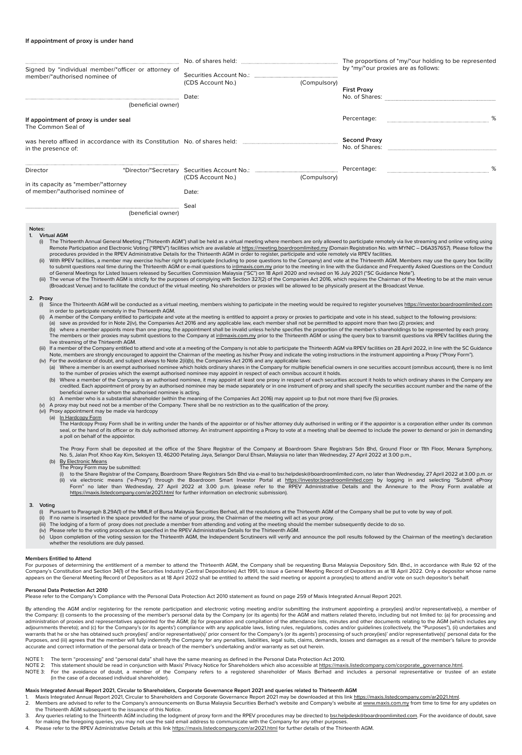**If appointment of proxy is under hand**

| | | |
|---|---|---|
| ............................................................<br>Signed by *individual member/*officer or attorney of member/*authorised nominee of<br>............................................................<br>(beneficial owner) | No. of shares held: ..........................<br>Securities Account No.: ..........................<br>(CDS Account No.) (Compulsory)<br>Date: | The proportions of *my/*our holding to be represented by *my/*our proxies are as follows:<br>**First Proxy**<br>No. of Shares: ..........................<br>Percentage: .......................... % |

**If appointment of proxy is under seal**

The Common Seal of

............................................................

was hereto affixed in accordance with its Constitution in the presence of:

No. of shares held: ..........................

**Second Proxy**
No. of Shares: ..........................

............................................................ ............................................................

Director *Director/*Secretary

Securities Account No.: ..........................
(CDS Account No.) (Compulsory)

Percentage: .......................... %

in its capacity as *member/*attorney of member/*authorised nominee of

Date:

............................................................
(beneficial owner)

Seal

**Notes:**

**1. Virtual AGM**

(i) The Thirteenth Annual General Meeting ("Thirteenth AGM") shall be held as a virtual meeting where members are only allowed to participate remotely via live streaming and online voting using Remote Participation and Electronic Voting ("RPEV") facilities which are available at https://meeting.boardroomlimited.my (Domain Registration No. with MYNIC – D6A357657). Please follow the procedures provided in the RPEV Administrative Details for the Thirteenth AGM in order to register, participate and vote remotely via RPEV facilities.

(ii) With RPEV facilities, a member may exercise his/her right to participate (including to pose questions to the Company) and vote at the Thirteenth AGM. Members may use the query box facility to submit questions real time during the Thirteenth AGM or e-mail questions to ir@maxis.com.my prior to the meeting in line with the Guidance and Frequently Asked Questions on the Conduct of General Meetings for Listed Issuers released by Securities Commission Malaysia ("SC") on 18 April 2020 and revised on 16 July 2021 ("SC Guidance Note").

(iii) The venue of the Thirteenth AGM is strictly for the purposes of complying with Section 327(2) of the Companies Act 2016, which requires the Chairman of the Meeting to be at the main venue (Broadcast Venue) and to facilitate the conduct of the virtual meeting. No shareholders or proxies will be allowed to be physically present at the Broadcast Venue.

**2. Proxy**

(i) Since the Thirteenth AGM will be conducted as a virtual meeting, members wishing to participate in the meeting would be required to register yourselves https://investor.boardroomlimited.com in order to participate remotely in the Thirteenth AGM.

(ii) A member of the Company entitled to participate and vote at the meeting is entitled to appoint a proxy or proxies to participate and vote in his stead, subject to the following provisions:
   (a) save as provided for in Note 2(iv), the Companies Act 2016 and any applicable law, each member shall not be permitted to appoint more than two (2) proxies; and
   (b) where a member appoints more than one proxy, the appointment shall be invalid unless he/she specifies the proportion of the member's shareholdings to be represented by each proxy. The members or their proxies may submit questions to the Company at ir@maxis.com.my prior to the Thirteenth AGM or using the query box to transmit questions via RPEV facilities during the live streaming of the Thirteenth AGM.

(iii) If a member of the Company entitled to attend and vote at a meeting of the Company is not able to participate the Thirteenth AGM via RPEV facilities on 28 April 2022, in line with the SC Guidance Note, members are strongly encouraged to appoint the Chairman of the meeting as his/her Proxy and indicate the voting instructions in the instrument appointing a Proxy ("Proxy Form").

(iv) For the avoidance of doubt, and subject always to Note 2(ii)(b), the Companies Act 2016 and any applicable laws:
   (a) Where a member is an exempt authorised nominee which holds ordinary shares in the Company for multiple beneficial owners in one securities account (omnibus account), there is no limit to the number of proxies which the exempt authorised nominee may appoint in respect of each omnibus account it holds.
   (b) Where a member of the Company is an authorised nominee, it may appoint at least one proxy in respect of each securities account it holds to which ordinary shares in the Company are credited. Each appointment of proxy by an authorised nominee may be made separately or in one instrument of proxy and shall specify the securities account number and the name of the beneficial owner for whom the authorised nominee is acting.
   (c) A member who is a substantial shareholder (within the meaning of the Companies Act 2016) may appoint up to (but not more than) five (5) proxies.

(v) A proxy may but need not be a member of the Company. There shall be no restriction as to the qualification of the proxy.

(vi) Proxy appointment may be made via hardcopy
   (a) In Hardcopy Form
   The Hardcopy Proxy Form shall be in writing under the hands of the appointor or of his/her attorney duly authorised in writing or if the appointor is a corporation either under its common seal, or the hand of its officer or its duly authorised attorney. An instrument appointing a Proxy to vote at a meeting shall be deemed to include the power to demand or join in demanding a poll on behalf of the appointor.

   The Proxy Form shall be deposited at the office of the Share Registrar of the Company at Boardroom Share Registrars Sdn Bhd, Ground Floor or 11th Floor, Menara Symphony, No. 5, Jalan Prof. Khoo Kay Kim, Seksyen 13, 46200 Petaling Jaya, Selangor Darul Ehsan, Malaysia no later than Wednesday, 27 April 2022 at 3.00 p.m.,
   (b) By Electronic Means
   The Proxy Form may be submitted:
      (i) to the Share Registrar of the Company, Boardroom Share Registrars Sdn Bhd via e-mail to bsr.helpdesk@boardroomlimited.com, no later than Wednesday, 27 April 2022 at 3.00 p.m. or
      (ii) via electronic means ("e-Proxy") through the Boardroom Smart Investor Portal at https://investor.boardroomlimited.com by logging in and selecting "Submit eProxy Form" no later than Wednesday, 27 April 2022 at 3.00 p.m. (please refer to the RPEV Administrative Details and the Annexure to the Proxy Form available at https://maxis.listedcompany.com/ar2021.html for further information on electronic submission).

**3. Voting**

(i) Pursuant to Paragraph 8.29A(1) of the MMLR of Bursa Malaysia Securities Berhad, all the resolutions at the Thirteenth AGM of the Company shall be put to vote by way of poll.
(ii) If no name is inserted in the space provided for the name of your proxy, the Chairman of the meeting will act as your proxy.
(iii) The lodging of a form of proxy does not preclude a member from attending and voting at the meeting should the member subsequently decide to do so.
(iv) Please refer to the voting procedure as specified in the RPEV Administrative Details for the Thirteenth AGM.
(v) Upon completion of the voting session for the Thirteenth AGM, the Independent Scrutineers will verify and announce the poll results followed by the Chairman of the meeting's declaration whether the resolutions are duly passed.

**Members Entitled to Attend**

For purposes of determining the entitlement of a member to attend the Thirteenth AGM, the Company shall be requesting Bursa Malaysia Depository Sdn. Bhd., in accordance with Rule 92 of the Company's Constitution and Section 34(1) of the Securities Industry (Central Depositories) Act 1991, to issue a General Meeting Record of Depositors as at 18 April 2022. Only a depositor whose name appears on the General Meeting Record of Depositors as at 18 April 2022 shall be entitled to attend the said meeting or appoint a proxy(ies) to attend and/or vote on such depositor's behalf.

**Personal Data Protection Act 2010**

Please refer to the Company's Compliance with the Personal Data Protection Act 2010 statement as found on page 259 of Maxis Integrated Annual Report 2021.

By attending the AGM and/or registering for the remote participation and electronic voting meeting and/or submitting the instrument appointing a proxy(ies) and/or representative(s), a member of the Company: (i) consents to the processing of the member's personal data by the Company (or its agents) for the AGM and matters related thereto, including but not limited to: (a) for processing and administration of proxies and representatives appointed for the AGM; (b) for preparation and compilation of the attendance lists, minutes and other documents relating to the AGM (which includes any adjournments thereto); and (c) for the Company's (or its agents') compliance with any applicable laws, listing rules, regulations, codes and/or guidelines (collectively, the "Purposes"), (ii) undertakes and warrants that he or she has obtained such proxy(ies)' and/or representative(s)' prior consent for the Company's (or its agents') processing of such proxy(ies)' and/or representative(s)' personal data for the Purposes, and (iii) agrees that the member will fully indemnify the Company for any penalties, liabilities, legal suits, claims, demands, losses and damages as a result of the member's failure to provide accurate and correct information of the personal data or breach of the member's undertaking and/or warranty as set out herein.

NOTE 1: The term "processing" and "personal data" shall have the same meaning as defined in the Personal Data Protection Act 2010.
NOTE 2: This statement should be read in conjunction with Maxis' Privacy Notice for Shareholders which also accessible at https://maxis.listedcompany.com/corporate_governance.html.
NOTE 3: For the avoidance of doubt, a member of the Company refers to a registered shareholder of Maxis Berhad and includes a personal representative or trustee of an estate (in the case of a deceased individual shareholder).

**Maxis Integrated Annual Report 2021, Circular to Shareholders, Corporate Governance Report 2021 and queries related to Thirteenth AGM**

1. Maxis Integrated Annual Report 2021, Circular to Shareholders and Corporate Governance Report 2021 may be downloaded at this link https://maxis.listedcompany.com/ar2021.html.
2. Members are advised to refer to the Company's announcements on Bursa Malaysia Securities Berhad's website and Company's website at www.maxis.com.my from time to time for any updates on the Thirteenth AGM subsequent to the issuance of this Notice.
3. Any queries relating to the Thirteenth AGM including the lodgment of proxy form and the RPEV procedures may be directed to bsr.helpdesk@boardroomlimited.com. For the avoidance of doubt, save for making the foregoing queries, you may not use the said email address to communicate with the Company for any other purposes.
4. Please refer to the RPEV Administrative Details at this link https://maxis.listedcompany.com/ar2021.html for further details of the Thirteenth AGM.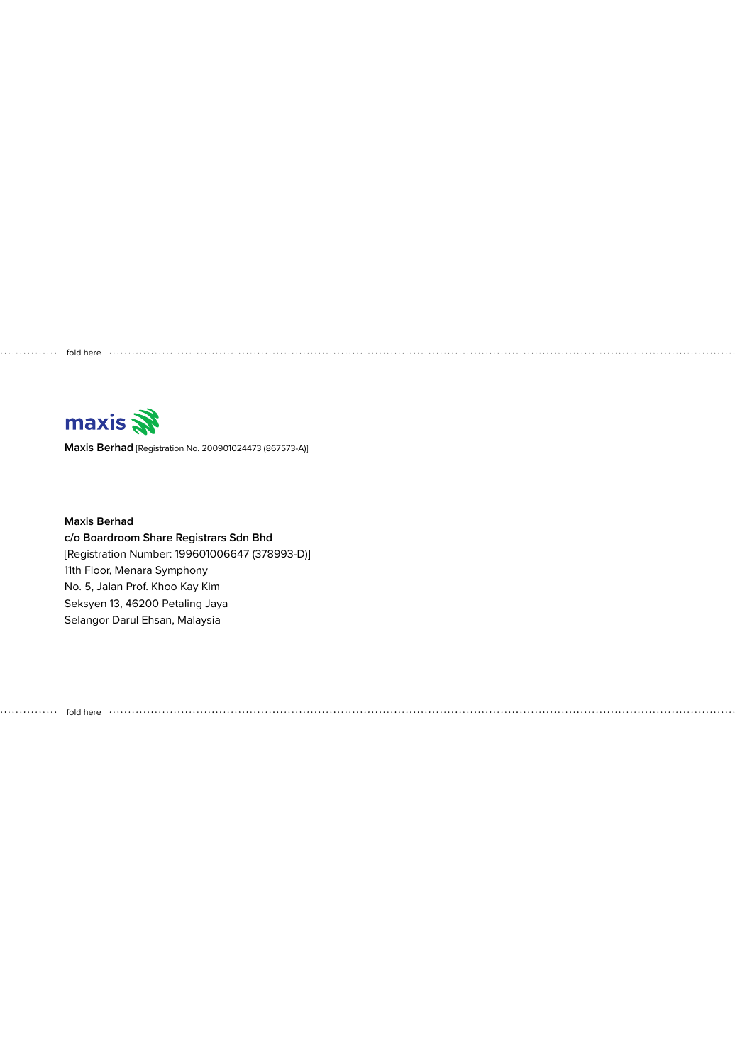fold here

maxis

**Maxis Berhad** [Registration No. 200901024473 (867573-A)]

**Maxis Berhad**
**c/o Boardroom Share Registrars Sdn Bhd**
[Registration Number: 199601006647 (378993-D)]
11th Floor, Menara Symphony
No. 5, Jalan Prof. Khoo Kay Kim
Seksyen 13, 46200 Petaling Jaya
Selangor Darul Ehsan, Malaysia

fold here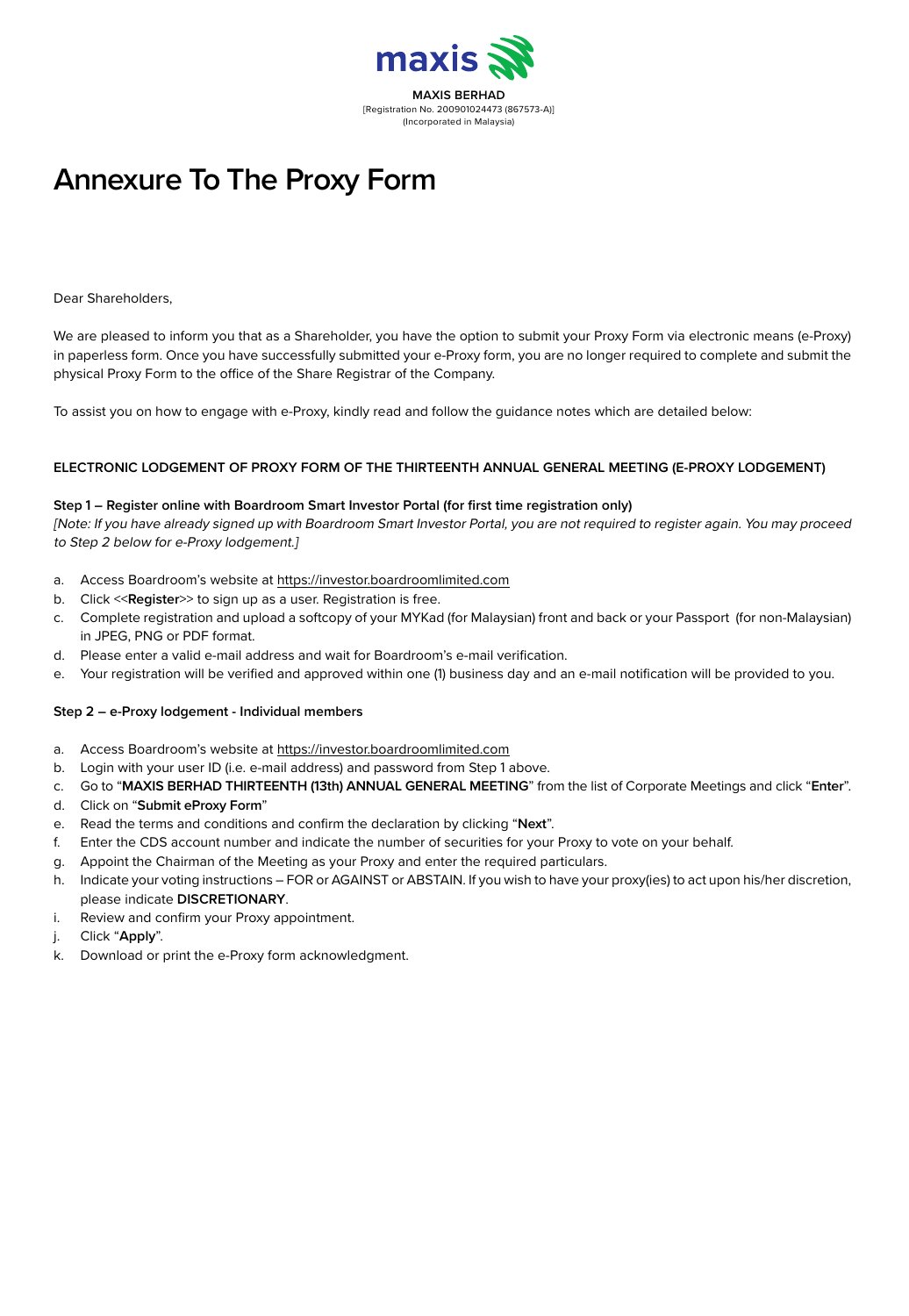**MAXIS BERHAD**
[Registration No. 200901024473 (867573-A)]
(Incorporated in Malaysia)

# Annexure To The Proxy Form

Dear Shareholders,

We are pleased to inform you that as a Shareholder, you have the option to submit your Proxy Form via electronic means (e-Proxy) in paperless form. Once you have successfully submitted your e-Proxy form, you are no longer required to complete and submit the physical Proxy Form to the office of the Share Registrar of the Company.

To assist you on how to engage with e-Proxy, kindly read and follow the guidance notes which are detailed below:

**ELECTRONIC LODGEMENT OF PROXY FORM OF THE THIRTEENTH ANNUAL GENERAL MEETING (E-PROXY LODGEMENT)**

**Step 1 – Register online with Boardroom Smart Investor Portal (for first time registration only)**
*[Note: If you have already signed up with Boardroom Smart Investor Portal, you are not required to register again. You may proceed to Step 2 below for e-Proxy lodgement.]*

a. Access Boardroom's website at https://investor.boardroomlimited.com
b. Click <<**Register**>> to sign up as a user. Registration is free.
c. Complete registration and upload a softcopy of your MYKad (for Malaysian) front and back or your Passport (for non-Malaysian) in JPEG, PNG or PDF format.
d. Please enter a valid e-mail address and wait for Boardroom's e-mail verification.
e. Your registration will be verified and approved within one (1) business day and an e-mail notification will be provided to you.

**Step 2 – e-Proxy lodgement - Individual members**

a. Access Boardroom's website at https://investor.boardroomlimited.com
b. Login with your user ID (i.e. e-mail address) and password from Step 1 above.
c. Go to "**MAXIS BERHAD THIRTEENTH (13th) ANNUAL GENERAL MEETING**" from the list of Corporate Meetings and click "**Enter**".
d. Click on "**Submit eProxy Form**"
e. Read the terms and conditions and confirm the declaration by clicking "**Next**".
f. Enter the CDS account number and indicate the number of securities for your Proxy to vote on your behalf.
g. Appoint the Chairman of the Meeting as your Proxy and enter the required particulars.
h. Indicate your voting instructions – FOR or AGAINST or ABSTAIN. If you wish to have your proxy(ies) to act upon his/her discretion, please indicate **DISCRETIONARY**.
i. Review and confirm your Proxy appointment.
j. Click "**Apply**".
k. Download or print the e-Proxy form acknowledgment.